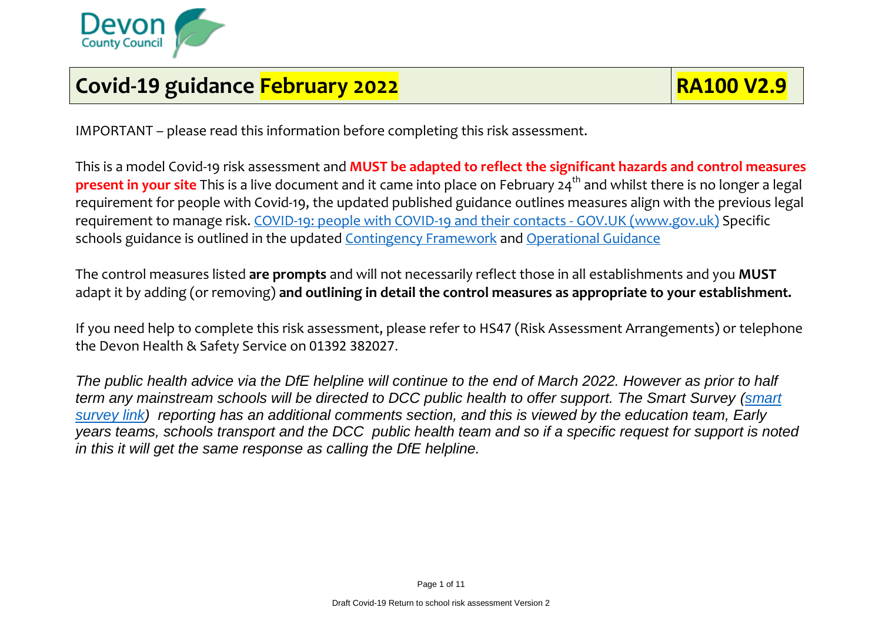# Covid-19 guidance February 2022 | RA100 V2.9

IMPORTANT – please read this information before completing this risk assessment.

This is a model Covid-19 risk assessment and **MUST be adapted to reflect the significant hazards and control measures present in your site** This is a live document and it came into place on February 24th and whilst there is no longer a legal requirement for people with Covid-19, the updated published guidance outlines measures align with the previous legal requirement to manage risk. [COVID-19: people with COVID-19 and their contacts - GOV.UK (www.gov.uk)]() Specific schools guidance is outlined in the updated [Contingency Framework]() and [Operational Guidance]()

The control measures listed **are prompts** and will not necessarily reflect those in all establishments and you **MUST** adapt it by adding (or removing) **and outlining in detail the control measures as appropriate to your establishment.**

If you need help to complete this risk assessment, please refer to HS47 (Risk Assessment Arrangements) or telephone the Devon Health & Safety Service on 01392 382027.

*The public health advice via the DfE helpline will continue to the end of March 2022. However as prior to half term any mainstream schools will be directed to DCC public health to offer support. The Smart Survey ([smart survey link]()) reporting has an additional comments section, and this is viewed by the education team, Early years teams, schools transport and the DCC public health team and so if a specific request for support is noted in this it will get the same response as calling the DfE helpline.*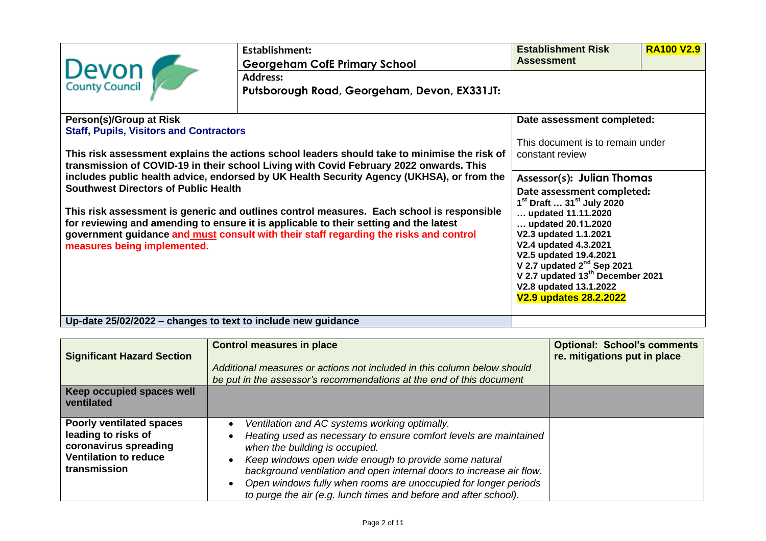| Devon County Council | **Establishment:** **Georgeham CofE Primary School** | **Establishment Risk Assessment** | **RA100 V2.9** |
|---|---|---|---|
| | **Address:** **Putsborough Road, Georgeham, Devon, EX331JT:** | | |

| | |
|---|---|
| **Person(s)/Group at Risk** **Staff, Pupils, Visitors and Contractors** **This risk assessment explains the actions school leaders should take to minimise the risk of transmission of COVID-19 in their school Living with Covid February 2022 onwards. This includes public health advice, endorsed by UK Health Security Agency (UKHSA), or from the Southwest Directors of Public Health** **This risk assessment is generic and outlines control measures. Each school is responsible for reviewing and amending to ensure it is applicable to their setting and the latest government guidance and must consult with their staff regarding the risks and control measures being implemented.** | **Date assessment completed:** This document is to remain under constant review |
| | **Assessor(s): Julian Thomas** **Date assessment completed:** **1st Draft … 31st July 2020** **… updated 11.11.2020** **… updated 20.11.2020** **V2.3 updated 1.1.2021** **V2.4 updated 4.3.2021** **V2.5 updated 19.4.2021** **V 2.7 updated 2nd Sep 2021** **V 2.7 updated 13th December 2021** **V2.8 updated 13.1.2022** **V2.9 updates 28.2.2022** |
| **Up-date 25/02/2022 – changes to text to include new guidance** | |

| **Significant Hazard Section** | **Control measures in place** *Additional measures or actions not included in this column below should be put in the assessor's recommendations at the end of this document* | **Optional: School's comments re. mitigations put in place** |
|---|---|---|
| **Keep occupied spaces well ventilated** | | |
| **Poorly ventilated spaces leading to risks of coronavirus spreading** **Ventilation to reduce transmission** | • *Ventilation and AC systems working optimally.* • *Heating used as necessary to ensure comfort levels are maintained when the building is occupied.* • *Keep windows open wide enough to provide some natural background ventilation and open internal doors to increase air flow.* • *Open windows fully when rooms are unoccupied for longer periods to purge the air (e.g. lunch times and before and after school).* | |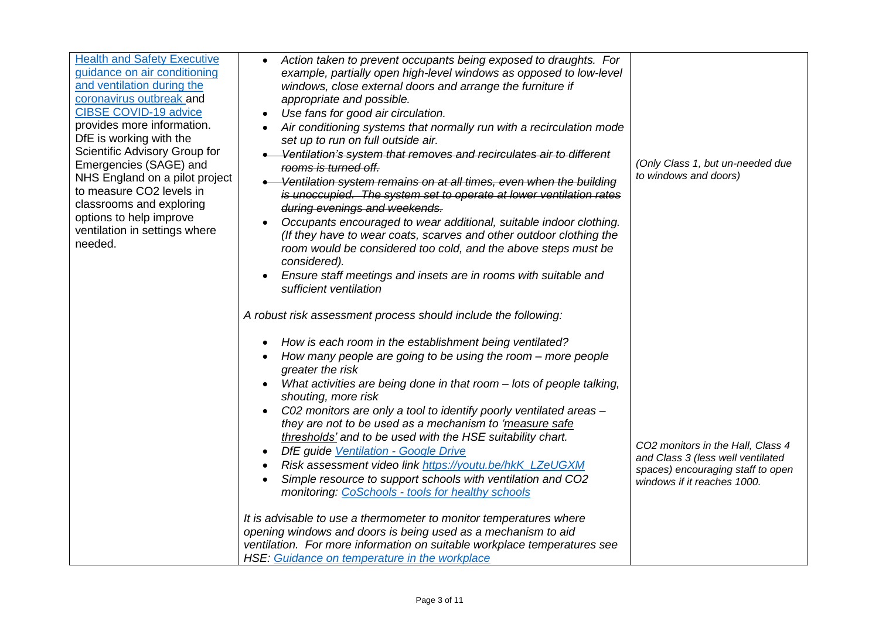| | | |
|---|---|---|
| [Health and Safety Executive guidance on air conditioning and ventilation during the coronavirus outbreak](#) and [CIBSE COVID-19 advice](#) provides more information. DfE is working with the Scientific Advisory Group for Emergencies (SAGE) and NHS England on a pilot project to measure $CO_2$ levels in classrooms and exploring options to help improve ventilation in settings where needed. | • *Action taken to prevent occupants being exposed to draughts. For example, partially open high-level windows as opposed to low-level windows, close external doors and arrange the furniture if appropriate and possible.*<br>• *Use fans for good air circulation.*<br>• *Air conditioning systems that normally run with a recirculation mode set up to run on full outside air.*<br>• ~~*Ventilation's system that removes and recirculates air to different rooms is turned off.*~~<br>• ~~*Ventilation system remains on at all times, even when the building is unoccupied. The system set to operate at lower ventilation rates during evenings and weekends.*~~<br>• *Occupants encouraged to wear additional, suitable indoor clothing. (If they have to wear coats, scarves and other outdoor clothing the room would be considered too cold, and the above steps must be considered).*<br>• *Ensure staff meetings and insets are in rooms with suitable and sufficient ventilation*<br><br>*A robust risk assessment process should include the following:*<br><br>• *How is each room in the establishment being ventilated?*<br>• *How many people are going to be using the room – more people greater the risk*<br>• *What activities are being done in that room – lots of people talking, shouting, more risk*<br>• *C02 monitors are only a tool to identify poorly ventilated areas – they are not to be used as a mechanism to 'measure safe thresholds' and to be used with the HSE suitability chart.*<br>• *DfE guide [Ventilation - Google Drive](#)*<br>• *Risk assessment video link [https://youtu.be/hkK_LZeUGXM](https://youtu.be/hkK_LZeUGXM)*<br>• *Simple resource to support schools with ventilation and $CO_2$ monitoring: [CoSchools - tools for healthy schools](#)*<br><br>*It is advisable to use a thermometer to monitor temperatures where opening windows and doors is being used as a mechanism to aid ventilation. For more information on suitable workplace temperatures see HSE: [Guidance on temperature in the workplace](#)* | *(Only Class 1, but un-needed due to windows and doors)*<br><br>*$CO_2$ monitors in the Hall, Class 4 and Class 3 (less well ventilated spaces) encouraging staff to open windows if it reaches 1000.* |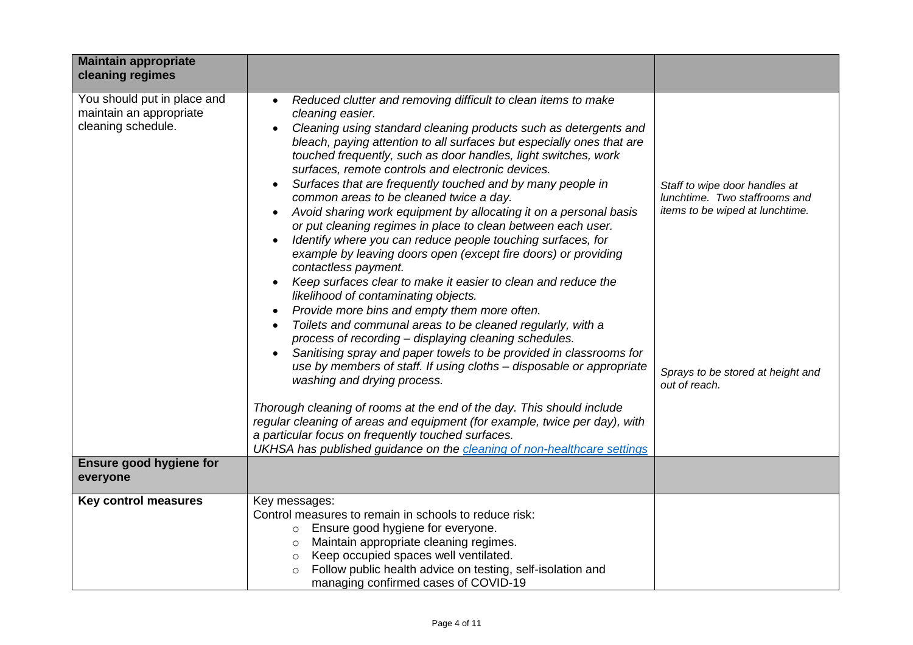| **Maintain appropriate cleaning regimes** | | |
|---|---|---|
| You should put in place and maintain an appropriate cleaning schedule. | • *Reduced clutter and removing difficult to clean items to make cleaning easier.*<br>• *Cleaning using standard cleaning products such as detergents and bleach, paying attention to all surfaces but especially ones that are touched frequently, such as door handles, light switches, work surfaces, remote controls and electronic devices.*<br>• *Surfaces that are frequently touched and by many people in common areas to be cleaned twice a day.*<br>• *Avoid sharing work equipment by allocating it on a personal basis or put cleaning regimes in place to clean between each user.*<br>• *Identify where you can reduce people touching surfaces, for example by leaving doors open (except fire doors) or providing contactless payment.*<br>• *Keep surfaces clear to make it easier to clean and reduce the likelihood of contaminating objects.*<br>• *Provide more bins and empty them more often.*<br>• *Toilets and communal areas to be cleaned regularly, with a process of recording – displaying cleaning schedules.*<br>• *Sanitising spray and paper towels to be provided in classrooms for use by members of staff. If using cloths – disposable or appropriate washing and drying process.*<br><br>*Thorough cleaning of rooms at the end of the day. This should include regular cleaning of areas and equipment (for example, twice per day), with a particular focus on frequently touched surfaces.*<br>*UKHSA has published guidance on the [cleaning of non-healthcare settings]()* | *Staff to wipe door handles at lunchtime. Two staffrooms and items to be wiped at lunchtime.*<br><br>*Sprays to be stored at height and out of reach.* |
| **Ensure good hygiene for everyone** | | |
| **Key control measures** | Key messages:<br>Control measures to remain in schools to reduce risk:<br>○ Ensure good hygiene for everyone.<br>○ Maintain appropriate cleaning regimes.<br>○ Keep occupied spaces well ventilated.<br>○ Follow public health advice on testing, self-isolation and managing confirmed cases of COVID-19 | |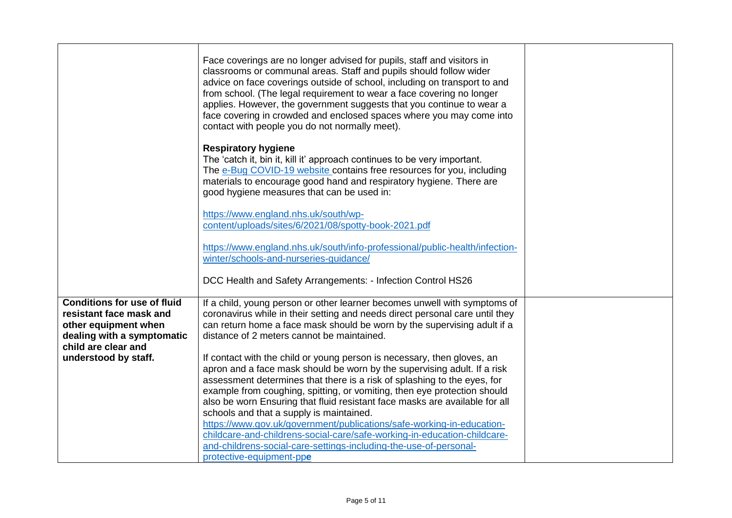| | | |
|---|---|---|
| | Face coverings are no longer advised for pupils, staff and visitors in classrooms or communal areas. Staff and pupils should follow wider advice on face coverings outside of school, including on transport to and from school. (The legal requirement to wear a face covering no longer applies. However, the government suggests that you continue to wear a face covering in crowded and enclosed spaces where you may come into contact with people you do not normally meet).<br><br>**Respiratory hygiene**<br>The 'catch it, bin it, kill it' approach continues to be very important. The e-Bug COVID-19 website contains free resources for you, including materials to encourage good hand and respiratory hygiene. There are good hygiene measures that can be used in:<br><br>https://www.england.nhs.uk/south/wp-content/uploads/sites/6/2021/08/spotty-book-2021.pdf<br><br>https://www.england.nhs.uk/south/info-professional/public-health/infection-winter/schools-and-nurseries-guidance/<br><br>DCC Health and Safety Arrangements: - Infection Control HS26 | |
| **Conditions for use of fluid resistant face mask and other equipment when dealing with a symptomatic child are clear and understood by staff.** | If a child, young person or other learner becomes unwell with symptoms of coronavirus while in their setting and needs direct personal care until they can return home a face mask should be worn by the supervising adult if a distance of 2 meters cannot be maintained.<br><br>If contact with the child or young person is necessary, then gloves, an apron and a face mask should be worn by the supervising adult. If a risk assessment determines that there is a risk of splashing to the eyes, for example from coughing, spitting, or vomiting, then eye protection should also be worn Ensuring that fluid resistant face masks are available for all schools and that a supply is maintained.<br>https://www.gov.uk/government/publications/safe-working-in-education-childcare-and-childrens-social-care/safe-working-in-education-childcare-and-childrens-social-care-settings-including-the-use-of-personal-protective-equipment-ppe | |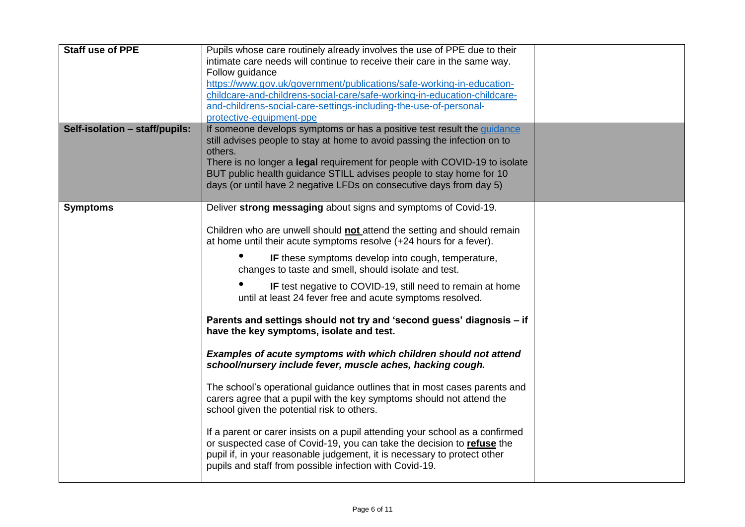| | | |
|---|---|---|
| **Staff use of PPE** | Pupils whose care routinely already involves the use of PPE due to their intimate care needs will continue to receive their care in the same way. Follow guidance https://www.gov.uk/government/publications/safe-working-in-education-childcare-and-childrens-social-care/safe-working-in-education-childcare-and-childrens-social-care-settings-including-the-use-of-personal-protective-equipment-ppe | |
| **Self-isolation – staff/pupils:** | If someone develops symptoms or has a positive test result the guidance still advises people to stay at home to avoid passing the infection on to others.<br>There is no longer a **legal** requirement for people with COVID-19 to isolate BUT public health guidance STILL advises people to stay home for 10 days (or until have 2 negative LFDs on consecutive days from day 5) | |
| **Symptoms** | Deliver **strong messaging** about signs and symptoms of Covid-19.<br><br>Children who are unwell should **not** attend the setting and should remain at home until their acute symptoms resolve (+24 hours for a fever).<br><br>• **IF** these symptoms develop into cough, temperature, changes to taste and smell, should isolate and test.<br><br>• **IF** test negative to COVID-19, still need to remain at home until at least 24 fever free and acute symptoms resolved.<br><br>**Parents and settings should not try and 'second guess' diagnosis – if have the key symptoms, isolate and test.**<br><br>***Examples of acute symptoms with which children should not attend school/nursery include fever, muscle aches, hacking cough.***<br><br>The school's operational guidance outlines that in most cases parents and carers agree that a pupil with the key symptoms should not attend the school given the potential risk to others.<br><br>If a parent or carer insists on a pupil attending your school as a confirmed or suspected case of Covid-19, you can take the decision to **refuse** the pupil if, in your reasonable judgement, it is necessary to protect other pupils and staff from possible infection with Covid-19. | |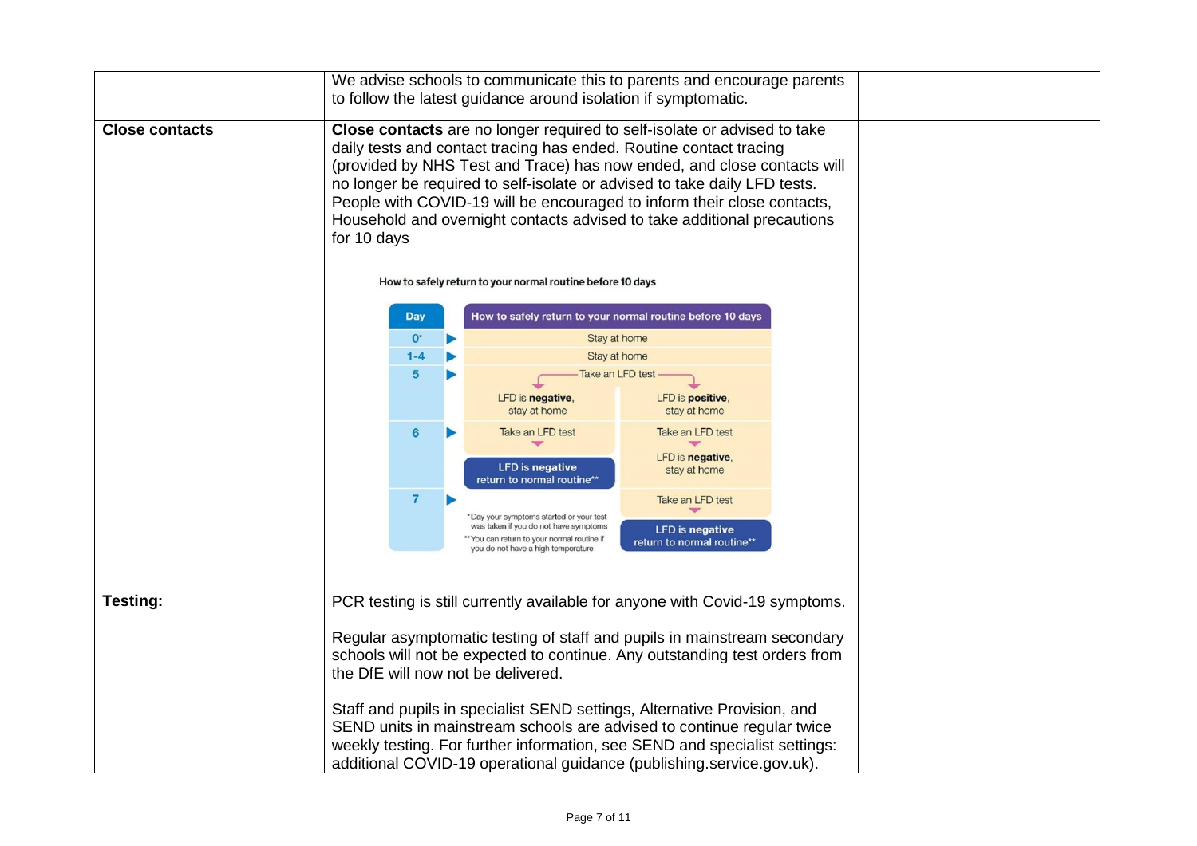| | | |
|---|---|---|
| | We advise schools to communicate this to parents and encourage parents to follow the latest guidance around isolation if symptomatic. | |
| **Close contacts** | **Close contacts** are no longer required to self-isolate or advised to take daily tests and contact tracing has ended. Routine contact tracing (provided by NHS Test and Trace) has now ended, and close contacts will no longer be required to self-isolate or advised to take daily LFD tests. People with COVID-19 will be encouraged to inform their close contacts, Household and overnight contacts advised to take additional precautions for 10 days<br><br>How to safely return to your normal routine before 10 days<br><br>**Day** / **How to safely return to your normal routine before 10 days**<br>0*: Stay at home<br>1-4: Stay at home<br>5: Take an LFD test — LFD is **negative**, stay at home / LFD is **positive**, stay at home<br>6: Take an LFD test → **LFD is negative return to normal routine**** / Take an LFD test → LFD is **negative**, stay at home<br>7: Take an LFD test → **LFD is negative return to normal routine****<br><br>*Day your symptoms started or your test was taken if you do not have symptoms<br>**You can return to your normal routine if you do not have a high temperature | |
| **Testing:** | PCR testing is still currently available for anyone with Covid-19 symptoms.<br><br>Regular asymptomatic testing of staff and pupils in mainstream secondary schools will not be expected to continue. Any outstanding test orders from the DfE will now not be delivered.<br><br>Staff and pupils in specialist SEND settings, Alternative Provision, and SEND units in mainstream schools are advised to continue regular twice weekly testing. For further information, see SEND and specialist settings: additional COVID-19 operational guidance (publishing.service.gov.uk). | |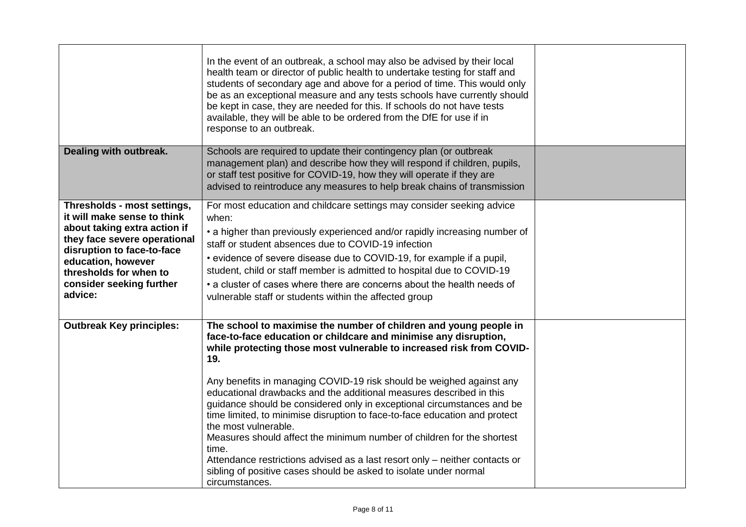| | | |
|---|---|---|
| | In the event of an outbreak, a school may also be advised by their local health team or director of public health to undertake testing for staff and students of secondary age and above for a period of time. This would only be as an exceptional measure and any tests schools have currently should be kept in case, they are needed for this. If schools do not have tests available, they will be able to be ordered from the DfE for use if in response to an outbreak. | |
| **Dealing with outbreak.** | Schools are required to update their contingency plan (or outbreak management plan) and describe how they will respond if children, pupils, or staff test positive for COVID-19, how they will operate if they are advised to reintroduce any measures to help break chains of transmission | |
| **Thresholds - most settings, it will make sense to think about taking extra action if they face severe operational disruption to face-to-face education, however thresholds for when to consider seeking further advice:** | For most education and childcare settings may consider seeking advice when:<br>• a higher than previously experienced and/or rapidly increasing number of staff or student absences due to COVID-19 infection<br>• evidence of severe disease due to COVID-19, for example if a pupil, student, child or staff member is admitted to hospital due to COVID-19<br>• a cluster of cases where there are concerns about the health needs of vulnerable staff or students within the affected group | |
| **Outbreak Key principles:** | **The school to maximise the number of children and young people in face-to-face education or childcare and minimise any disruption, while protecting those most vulnerable to increased risk from COVID-19.**<br><br>Any benefits in managing COVID-19 risk should be weighed against any educational drawbacks and the additional measures described in this guidance should be considered only in exceptional circumstances and be time limited, to minimise disruption to face-to-face education and protect the most vulnerable.<br>Measures should affect the minimum number of children for the shortest time.<br>Attendance restrictions advised as a last resort only – neither contacts or sibling of positive cases should be asked to isolate under normal circumstances. | |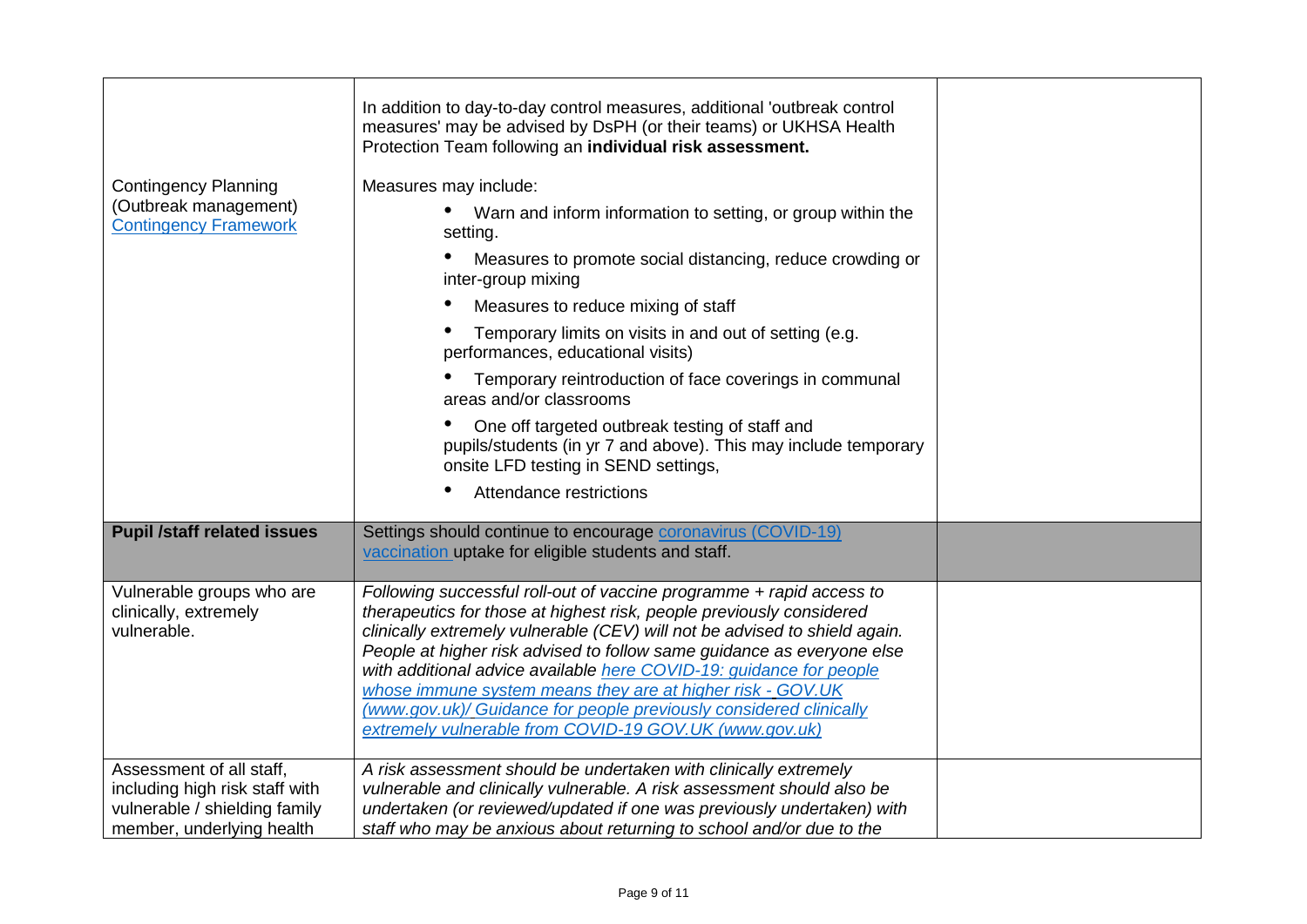| | | |
|---|---|---|
| Contingency Planning (Outbreak management) [Contingency Framework] | In addition to day-to-day control measures, additional 'outbreak control measures' may be advised by DsPH (or their teams) or UKHSA Health Protection Team following an **individual risk assessment.**<br><br>Measures may include:<br>• Warn and inform information to setting, or group within the setting.<br>• Measures to promote social distancing, reduce crowding or inter-group mixing<br>• Measures to reduce mixing of staff<br>• Temporary limits on visits in and out of setting (e.g. performances, educational visits)<br>• Temporary reintroduction of face coverings in communal areas and/or classrooms<br>• One off targeted outbreak testing of staff and pupils/students (in yr 7 and above). This may include temporary onsite LFD testing in SEND settings,<br>• Attendance restrictions | |
| **Pupil /staff related issues** | Settings should continue to encourage coronavirus (COVID-19) vaccination uptake for eligible students and staff. | |
| Vulnerable groups who are clinically, extremely vulnerable. | *Following successful roll-out of vaccine programme + rapid access to therapeutics for those at highest risk, people previously considered clinically extremely vulnerable (CEV) will not be advised to shield again. People at higher risk advised to follow same guidance as everyone else with additional advice available here COVID-19: guidance for people whose immune system means they are at higher risk - GOV.UK (www.gov.uk)/ Guidance for people previously considered clinically extremely vulnerable from COVID-19 GOV.UK (www.gov.uk)* | |
| Assessment of all staff, including high risk staff with vulnerable / shielding family member, underlying health | *A risk assessment should be undertaken with clinically extremely vulnerable and clinically vulnerable. A risk assessment should also be undertaken (or reviewed/updated if one was previously undertaken) with staff who may be anxious about returning to school and/or due to the* | |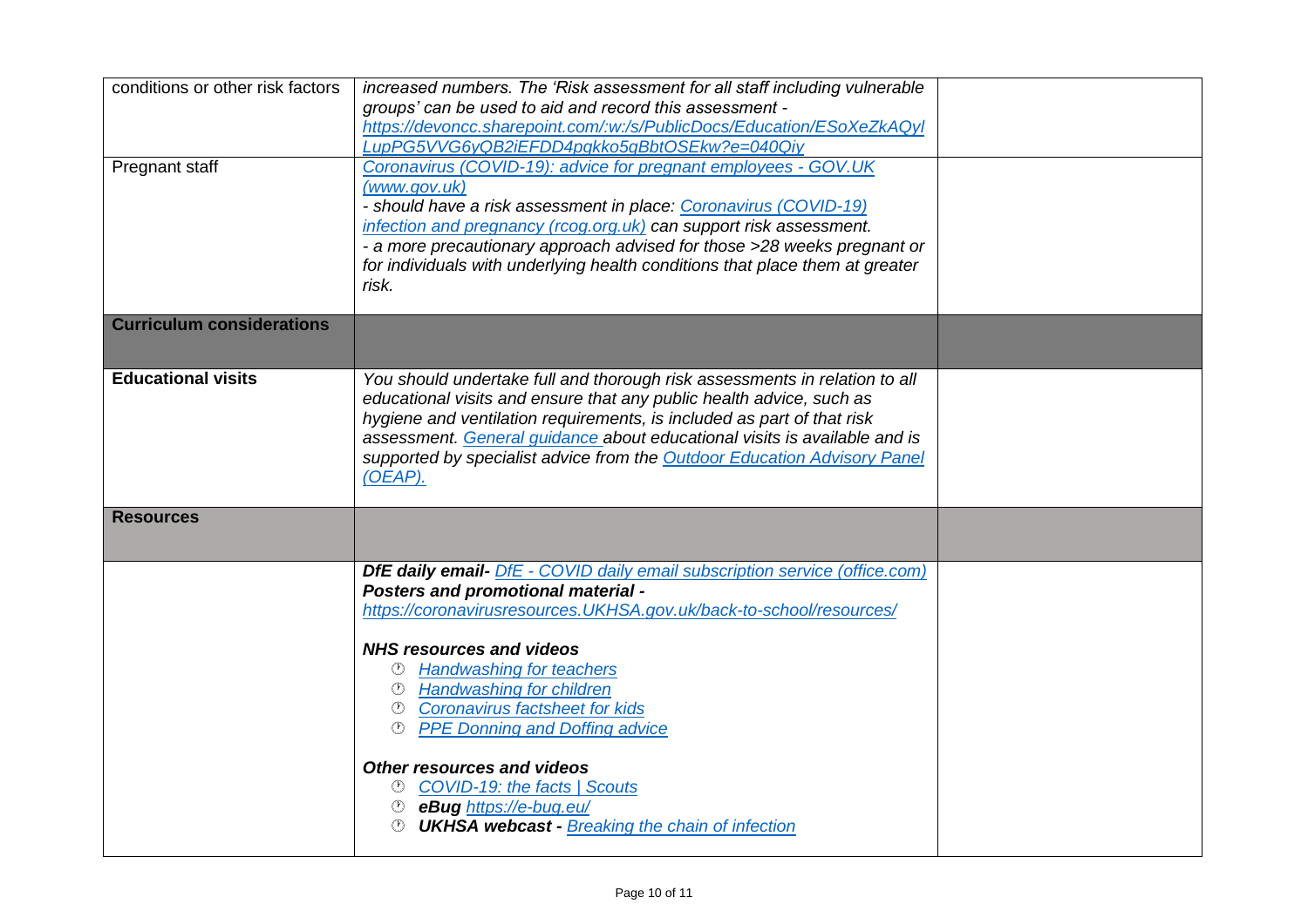| conditions or other risk factors | *increased numbers. The 'Risk assessment for all staff including vulnerable groups' can be used to aid and record this assessment - https://devoncc.sharepoint.com/:w:/s/PublicDocs/Education/ESoXeZkAQylLupPG5VVG6yQB2iEFDD4pgkko5gBbtOSEkw?e=040Qiy* | |
|---|---|---|
| Pregnant staff | *Coronavirus (COVID-19): advice for pregnant employees - GOV.UK (www.gov.uk)*<br>*- should have a risk assessment in place: Coronavirus (COVID-19) infection and pregnancy (rcog.org.uk) can support risk assessment.*<br>*- a more precautionary approach advised for those >28 weeks pregnant or for individuals with underlying health conditions that place them at greater risk.* | |
| **Curriculum considerations** | | |
| **Educational visits** | *You should undertake full and thorough risk assessments in relation to all educational visits and ensure that any public health advice, such as hygiene and ventilation requirements, is included as part of that risk assessment. General guidance about educational visits is available and is supported by specialist advice from the Outdoor Education Advisory Panel (OEAP).* | |
| **Resources** | | |
| | ***DfE daily email-*** *DfE - COVID daily email subscription service (office.com)*<br>***Posters and promotional material -***<br>*https://coronavirusresources.UKHSA.gov.uk/back-to-school/resources/*<br><br>***NHS resources and videos***<br>- *Handwashing for teachers*<br>- *Handwashing for children*<br>- *Coronavirus factsheet for kids*<br>- *PPE Donning and Doffing advice*<br><br>***Other resources and videos***<br>- *COVID-19: the facts \| Scouts*<br>- ***eBug*** *https://e-bug.eu/*<br>- ***UKHSA webcast -*** *Breaking the chain of infection* | |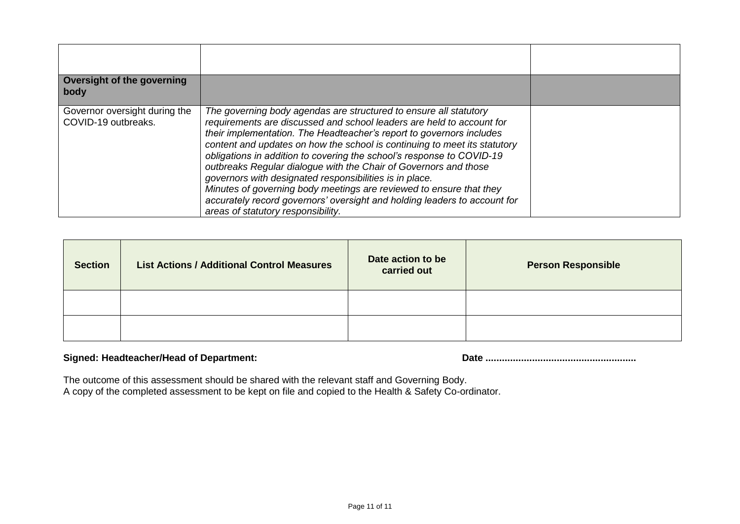| | | |
|---|---|---|
| | | |
| **Oversight of the governing body** | | |
| Governor oversight during the COVID-19 outbreaks. | *The governing body agendas are structured to ensure all statutory requirements are discussed and school leaders are held to account for their implementation. The Headteacher's report to governors includes content and updates on how the school is continuing to meet its statutory obligations in addition to covering the school's response to COVID-19 outbreaks Regular dialogue with the Chair of Governors and those governors with designated responsibilities is in place.*<br>*Minutes of governing body meetings are reviewed to ensure that they accurately record governors' oversight and holding leaders to account for areas of statutory responsibility.* | |

| Section | List Actions / Additional Control Measures | Date action to be carried out | Person Responsible |
|---|---|---|---|
| | | | |
| | | | |

**Signed: Headteacher/Head of Department:** **Date ......................................................**

The outcome of this assessment should be shared with the relevant staff and Governing Body.
A copy of the completed assessment to be kept on file and copied to the Health & Safety Co-ordinator.